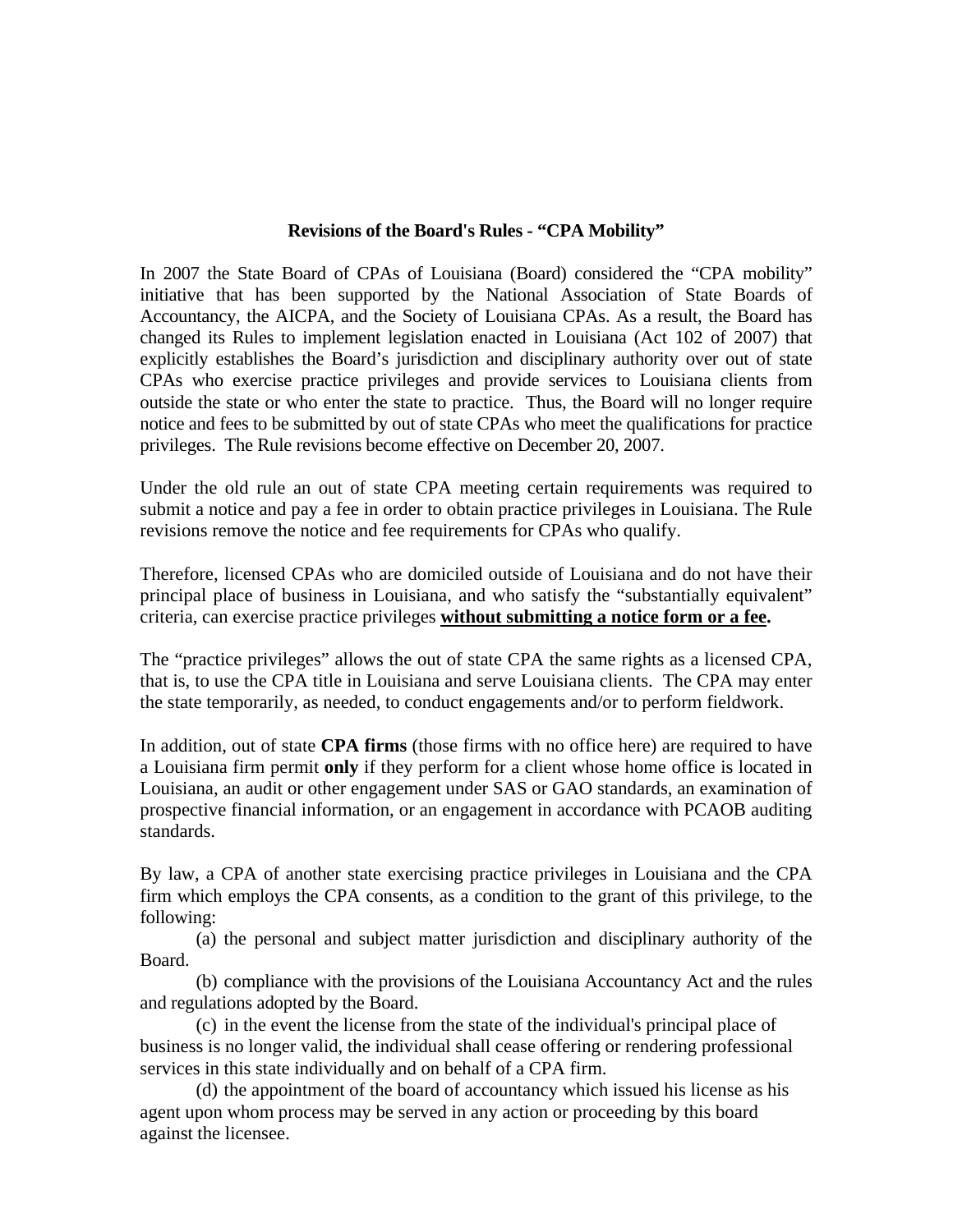# Revisions of the Board's Rules - "CPA Mobility"

In 2007 the State Board of CPAs of Louisiana (Board) considered the "CPA mobility" initiative that has been supported by the National Association of State Boards of Accountancy, the AICPA, and the Society of Louisiana CPAs. As a result, the Board has changed its Rules to implement legislation enacted in Louisiana (Act 102 of 2007) that explicitly establishes the Board's jurisdiction and disciplinary authority over out of state CPAs who exercise practice privileges and provide services to Louisiana clients from outside the state or who enter the state to practice. Thus, the Board will no longer require notice and fees to be submitted by out of state CPAs who meet the qualifications for practice privileges. The Rule revisions become effective on December 20, 2007.

Under the old rule an out of state CPA meeting certain requirements was required to submit a notice and pay a fee in order to obtain practice privileges in Louisiana. The Rule revisions remove the notice and fee requirements for CPAs who qualify.

Therefore, licensed CPAs who are domiciled outside of Louisiana and do not have their principal place of business in Louisiana, and who satisfy the "substantially equivalent" criteria, can exercise practice privileges **without submitting a notice form or a fee.**

The "practice privileges" allows the out of state CPA the same rights as a licensed CPA, that is, to use the CPA title in Louisiana and serve Louisiana clients. The CPA may enter the state temporarily, as needed, to conduct engagements and/or to perform fieldwork.

In addition, out of state **CPA firms** (those firms with no office here) are required to have a Louisiana firm permit **only** if they perform for a client whose home office is located in Louisiana, an audit or other engagement under SAS or GAO standards, an examination of prospective financial information, or an engagement in accordance with PCAOB auditing standards.

By law, a CPA of another state exercising practice privileges in Louisiana and the CPA firm which employs the CPA consents, as a condition to the grant of this privilege, to the following:

(a) the personal and subject matter jurisdiction and disciplinary authority of the Board.

(b) compliance with the provisions of the Louisiana Accountancy Act and the rules and regulations adopted by the Board.

(c) in the event the license from the state of the individual's principal place of business is no longer valid, the individual shall cease offering or rendering professional services in this state individually and on behalf of a CPA firm.

(d) the appointment of the board of accountancy which issued his license as his agent upon whom process may be served in any action or proceeding by this board against the licensee.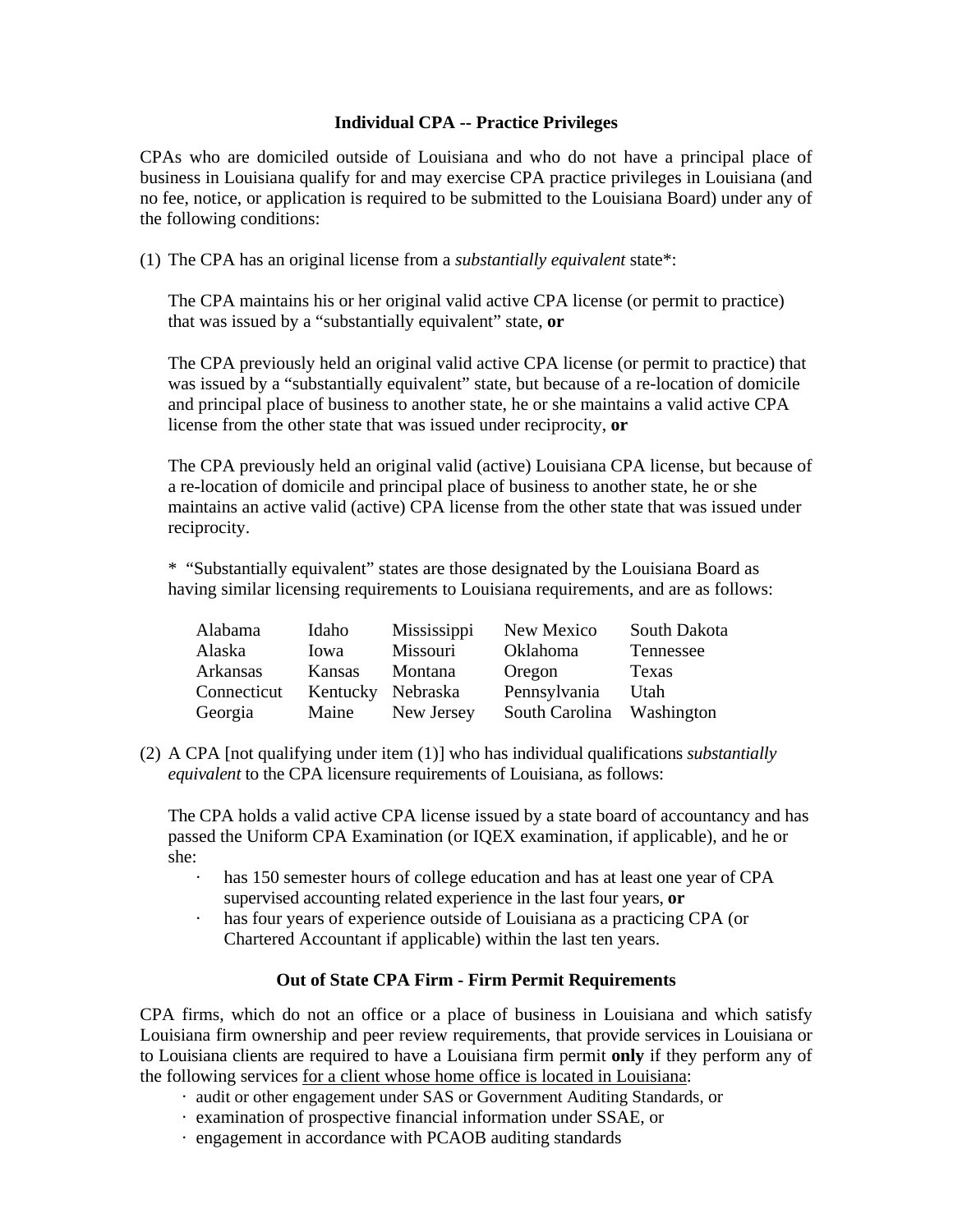## Individual CPA -- Practice Privileges

CPAs who are domiciled outside of Louisiana and who do not have a principal place of business in Louisiana qualify for and may exercise CPA practice privileges in Louisiana (and no fee, notice, or application is required to be submitted to the Louisiana Board) under any of the following conditions:

(1) The CPA has an original license from a *substantially equivalent* state*:

The CPA maintains his or her original valid active CPA license (or permit to practice) that was issued by a "substantially equivalent" state, **or**

The CPA previously held an original valid active CPA license (or permit to practice) that was issued by a "substantially equivalent" state, but because of a re-location of domicile and principal place of business to another state, he or she maintains a valid active CPA license from the other state that was issued under reciprocity, **or**

The CPA previously held an original valid (active) Louisiana CPA license, but because of a re-location of domicile and principal place of business to another state, he or she maintains an active valid (active) CPA license from the other state that was issued under reciprocity.

* "Substantially equivalent" states are those designated by the Louisiana Board as having similar licensing requirements to Louisiana requirements, and are as follows:

| | | | | |
|---|---|---|---|---|
| Alabama | Idaho | Mississippi | New Mexico | South Dakota |
| Alaska | Iowa | Missouri | Oklahoma | Tennessee |
| Arkansas | Kansas | Montana | Oregon | Texas |
| Connecticut | Kentucky | Nebraska | Pennsylvania | Utah |
| Georgia | Maine | New Jersey | South Carolina | Washington |

(2) A CPA [not qualifying under item (1)] who has individual qualifications *substantially equivalent* to the CPA licensure requirements of Louisiana, as follows:

The CPA holds a valid active CPA license issued by a state board of accountancy and has passed the Uniform CPA Examination (or IQEX examination, if applicable), and he or she:

- has 150 semester hours of college education and has at least one year of CPA supervised accounting related experience in the last four years, **or**
- has four years of experience outside of Louisiana as a practicing CPA (or Chartered Accountant if applicable) within the last ten years.

## Out of State CPA Firm - Firm Permit Requirements

CPA firms, which do not an office or a place of business in Louisiana and which satisfy Louisiana firm ownership and peer review requirements, that provide services in Louisiana or to Louisiana clients are required to have a Louisiana firm permit **only** if they perform any of the following services <u>for a client whose home office is located in Louisiana</u>:

- audit or other engagement under SAS or Government Auditing Standards, or
- examination of prospective financial information under SSAE, or
- engagement in accordance with PCAOB auditing standards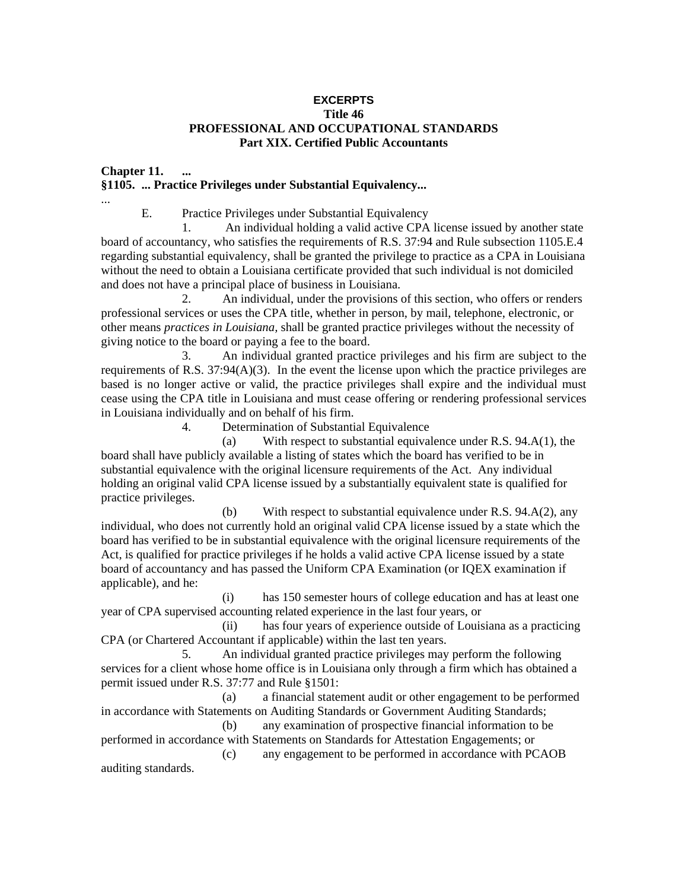**EXCERPTS**
**Title 46**
**PROFESSIONAL AND OCCUPATIONAL STANDARDS**
**Part XIX. Certified Public Accountants**

**Chapter 11. ...**
**§1105. ... Practice Privileges under Substantial Equivalency...**

...

E. Practice Privileges under Substantial Equivalency

1. An individual holding a valid active CPA license issued by another state board of accountancy, who satisfies the requirements of R.S. 37:94 and Rule subsection 1105.E.4 regarding substantial equivalency, shall be granted the privilege to practice as a CPA in Louisiana without the need to obtain a Louisiana certificate provided that such individual is not domiciled and does not have a principal place of business in Louisiana.

2. An individual, under the provisions of this section, who offers or renders professional services or uses the CPA title, whether in person, by mail, telephone, electronic, or other means *practices in Louisiana*, shall be granted practice privileges without the necessity of giving notice to the board or paying a fee to the board.

3. An individual granted practice privileges and his firm are subject to the requirements of R.S. 37:94(A)(3). In the event the license upon which the practice privileges are based is no longer active or valid, the practice privileges shall expire and the individual must cease using the CPA title in Louisiana and must cease offering or rendering professional services in Louisiana individually and on behalf of his firm.

4. Determination of Substantial Equivalence

(a) With respect to substantial equivalence under R.S. 94.A(1), the board shall have publicly available a listing of states which the board has verified to be in substantial equivalence with the original licensure requirements of the Act. Any individual holding an original valid CPA license issued by a substantially equivalent state is qualified for practice privileges.

(b) With respect to substantial equivalence under R.S. 94.A(2), any individual, who does not currently hold an original valid CPA license issued by a state which the board has verified to be in substantial equivalence with the original licensure requirements of the Act, is qualified for practice privileges if he holds a valid active CPA license issued by a state board of accountancy and has passed the Uniform CPA Examination (or IQEX examination if applicable), and he:

(i) has 150 semester hours of college education and has at least one year of CPA supervised accounting related experience in the last four years, or

(ii) has four years of experience outside of Louisiana as a practicing CPA (or Chartered Accountant if applicable) within the last ten years.

5. An individual granted practice privileges may perform the following services for a client whose home office is in Louisiana only through a firm which has obtained a permit issued under R.S. 37:77 and Rule §1501:

(a) a financial statement audit or other engagement to be performed in accordance with Statements on Auditing Standards or Government Auditing Standards;

(b) any examination of prospective financial information to be performed in accordance with Statements on Standards for Attestation Engagements; or

(c) any engagement to be performed in accordance with PCAOB auditing standards.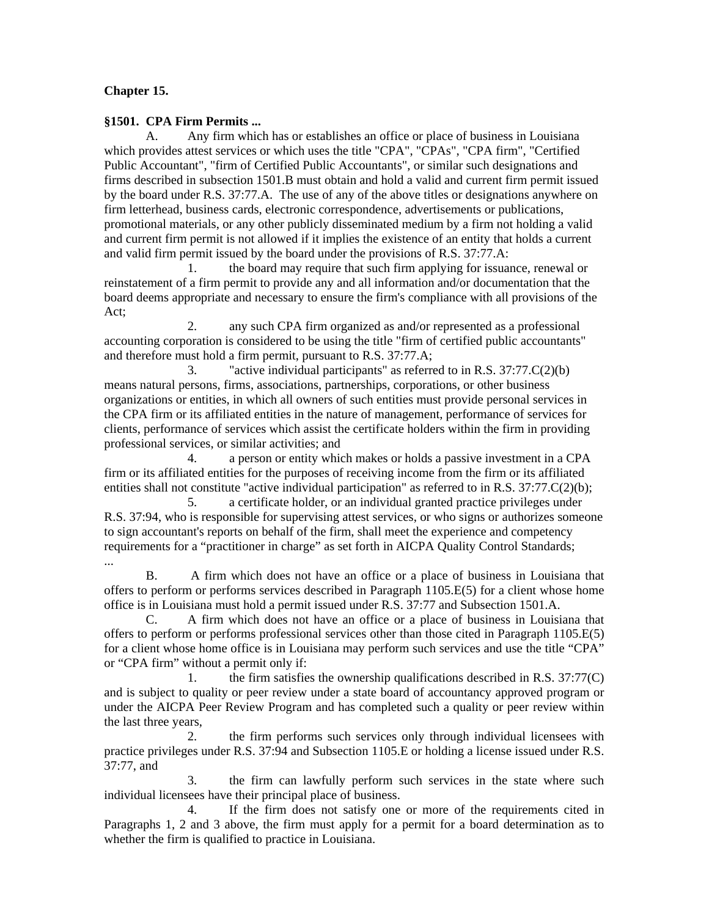**Chapter 15.**

**§1501. CPA Firm Permits ...**

A. Any firm which has or establishes an office or place of business in Louisiana which provides attest services or which uses the title "CPA", "CPAs", "CPA firm", "Certified Public Accountant", "firm of Certified Public Accountants", or similar such designations and firms described in subsection 1501.B must obtain and hold a valid and current firm permit issued by the board under R.S. 37:77.A. The use of any of the above titles or designations anywhere on firm letterhead, business cards, electronic correspondence, advertisements or publications, promotional materials, or any other publicly disseminated medium by a firm not holding a valid and current firm permit is not allowed if it implies the existence of an entity that holds a current and valid firm permit issued by the board under the provisions of R.S. 37:77.A:

1. the board may require that such firm applying for issuance, renewal or reinstatement of a firm permit to provide any and all information and/or documentation that the board deems appropriate and necessary to ensure the firm's compliance with all provisions of the Act;

2. any such CPA firm organized as and/or represented as a professional accounting corporation is considered to be using the title "firm of certified public accountants" and therefore must hold a firm permit, pursuant to R.S. 37:77.A;

3. "active individual participants" as referred to in R.S. 37:77.C(2)(b) means natural persons, firms, associations, partnerships, corporations, or other business organizations or entities, in which all owners of such entities must provide personal services in the CPA firm or its affiliated entities in the nature of management, performance of services for clients, performance of services which assist the certificate holders within the firm in providing professional services, or similar activities; and

4. a person or entity which makes or holds a passive investment in a CPA firm or its affiliated entities for the purposes of receiving income from the firm or its affiliated entities shall not constitute "active individual participation" as referred to in R.S. 37:77.C(2)(b);

5. a certificate holder, or an individual granted practice privileges under R.S. 37:94, who is responsible for supervising attest services, or who signs or authorizes someone to sign accountant's reports on behalf of the firm, shall meet the experience and competency requirements for a "practitioner in charge" as set forth in AICPA Quality Control Standards;

...

B. A firm which does not have an office or a place of business in Louisiana that offers to perform or performs services described in Paragraph 1105.E(5) for a client whose home office is in Louisiana must hold a permit issued under R.S. 37:77 and Subsection 1501.A.

C. A firm which does not have an office or a place of business in Louisiana that offers to perform or performs professional services other than those cited in Paragraph 1105.E(5) for a client whose home office is in Louisiana may perform such services and use the title "CPA" or "CPA firm" without a permit only if:

1. the firm satisfies the ownership qualifications described in R.S. 37:77(C) and is subject to quality or peer review under a state board of accountancy approved program or under the AICPA Peer Review Program and has completed such a quality or peer review within the last three years,

2. the firm performs such services only through individual licensees with practice privileges under R.S. 37:94 and Subsection 1105.E or holding a license issued under R.S. 37:77, and

3. the firm can lawfully perform such services in the state where such individual licensees have their principal place of business.

4. If the firm does not satisfy one or more of the requirements cited in Paragraphs 1, 2 and 3 above, the firm must apply for a permit for a board determination as to whether the firm is qualified to practice in Louisiana.